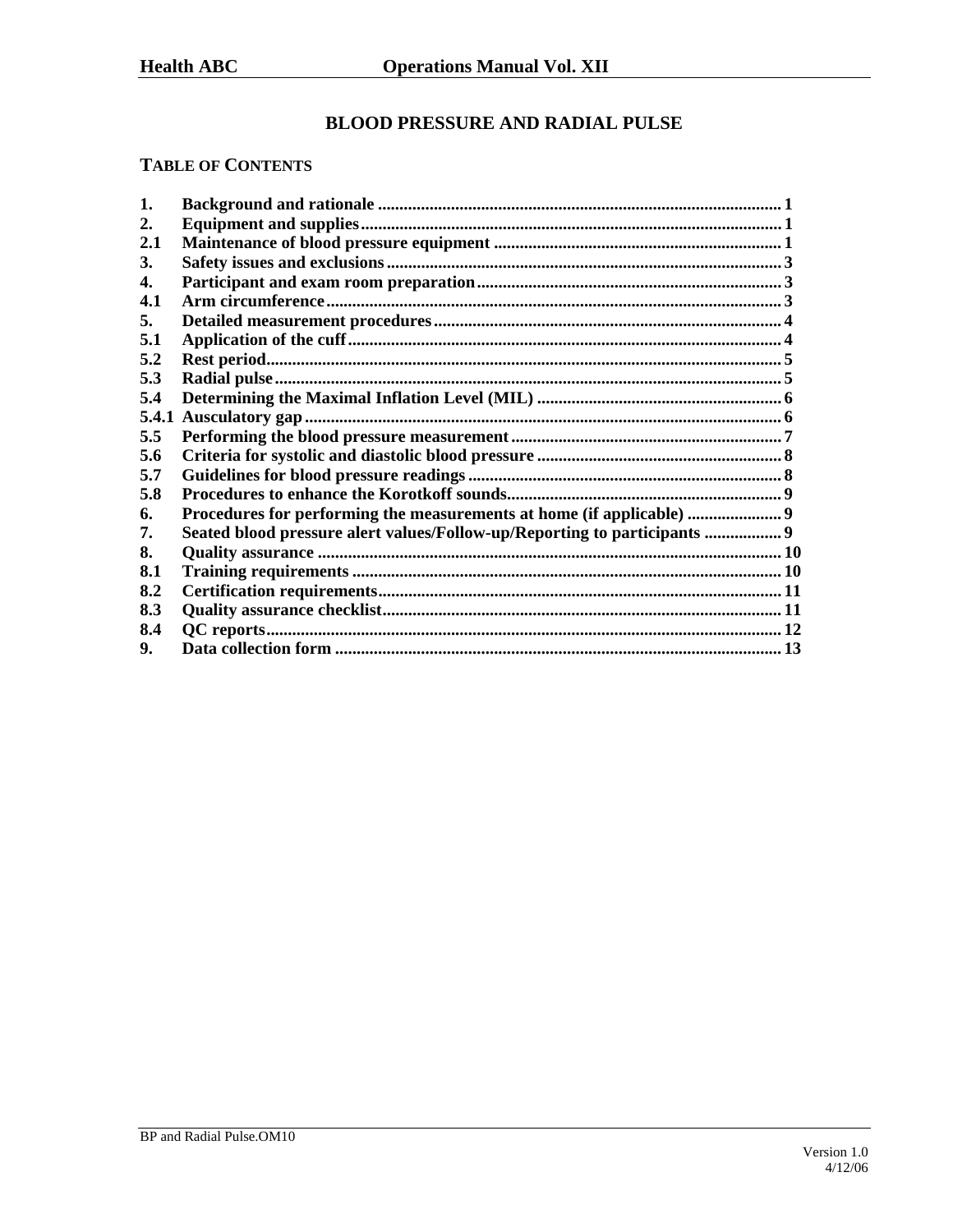# BLOOD PRESSURE AND RADIAL PULSE

## TABLE OF CONTENTS

| | | |
|---|---|---|
| **1.** | **Background and rationale** | **1** |
| **2.** | **Equipment and supplies** | **1** |
| **2.1** | **Maintenance of blood pressure equipment** | **1** |
| **3.** | **Safety issues and exclusions** | **3** |
| **4.** | **Participant and exam room preparation** | **3** |
| **4.1** | **Arm circumference** | **3** |
| **5.** | **Detailed measurement procedures** | **4** |
| **5.1** | **Application of the cuff** | **4** |
| **5.2** | **Rest period** | **5** |
| **5.3** | **Radial pulse** | **5** |
| **5.4** | **Determining the Maximal Inflation Level (MIL)** | **6** |
| **5.4.1** | **Ausculatory gap** | **6** |
| **5.5** | **Performing the blood pressure measurement** | **7** |
| **5.6** | **Criteria for systolic and diastolic blood pressure** | **8** |
| **5.7** | **Guidelines for blood pressure readings** | **8** |
| **5.8** | **Procedures to enhance the Korotkoff sounds** | **9** |
| **6.** | **Procedures for performing the measurements at home (if applicable)** | **9** |
| **7.** | **Seated blood pressure alert values/Follow-up/Reporting to participants** | **9** |
| **8.** | **Quality assurance** | **10** |
| **8.1** | **Training requirements** | **10** |
| **8.2** | **Certification requirements** | **11** |
| **8.3** | **Quality assurance checklist** | **11** |
| **8.4** | **QC reports** | **12** |
| **9.** | **Data collection form** | **13** |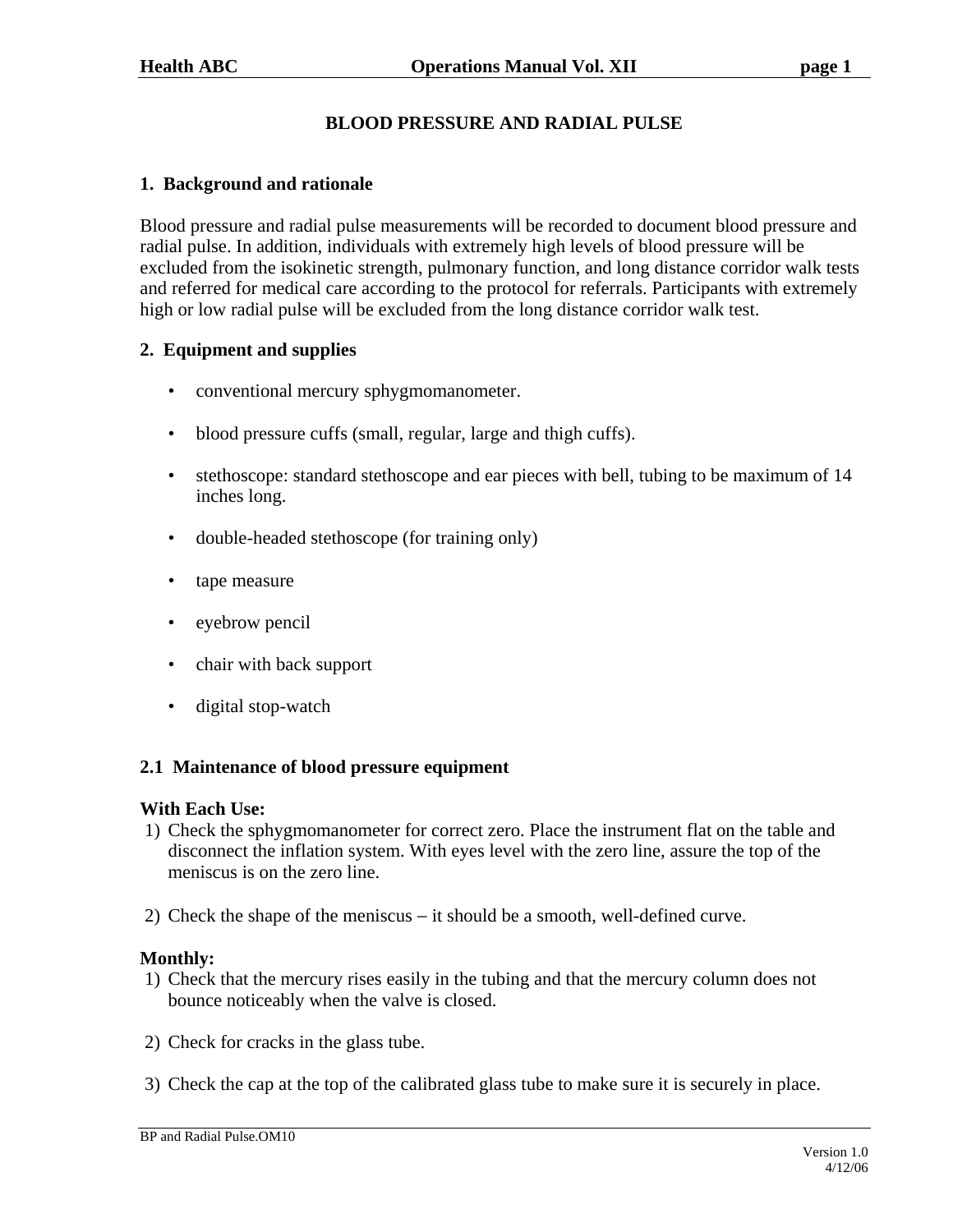# BLOOD PRESSURE AND RADIAL PULSE

## 1. Background and rationale

Blood pressure and radial pulse measurements will be recorded to document blood pressure and radial pulse. In addition, individuals with extremely high levels of blood pressure will be excluded from the isokinetic strength, pulmonary function, and long distance corridor walk tests and referred for medical care according to the protocol for referrals. Participants with extremely high or low radial pulse will be excluded from the long distance corridor walk test.

## 2. Equipment and supplies

- conventional mercury sphygmomanometer.
- blood pressure cuffs (small, regular, large and thigh cuffs).
- stethoscope: standard stethoscope and ear pieces with bell, tubing to be maximum of 14 inches long.
- double-headed stethoscope (for training only)
- tape measure
- eyebrow pencil
- chair with back support
- digital stop-watch

### 2.1 Maintenance of blood pressure equipment

**With Each Use:**

1) Check the sphygmomanometer for correct zero. Place the instrument flat on the table and disconnect the inflation system. With eyes level with the zero line, assure the top of the meniscus is on the zero line.

2) Check the shape of the meniscus – it should be a smooth, well-defined curve.

**Monthly:**

1) Check that the mercury rises easily in the tubing and that the mercury column does not bounce noticeably when the valve is closed.

2) Check for cracks in the glass tube.

3) Check the cap at the top of the calibrated glass tube to make sure it is securely in place.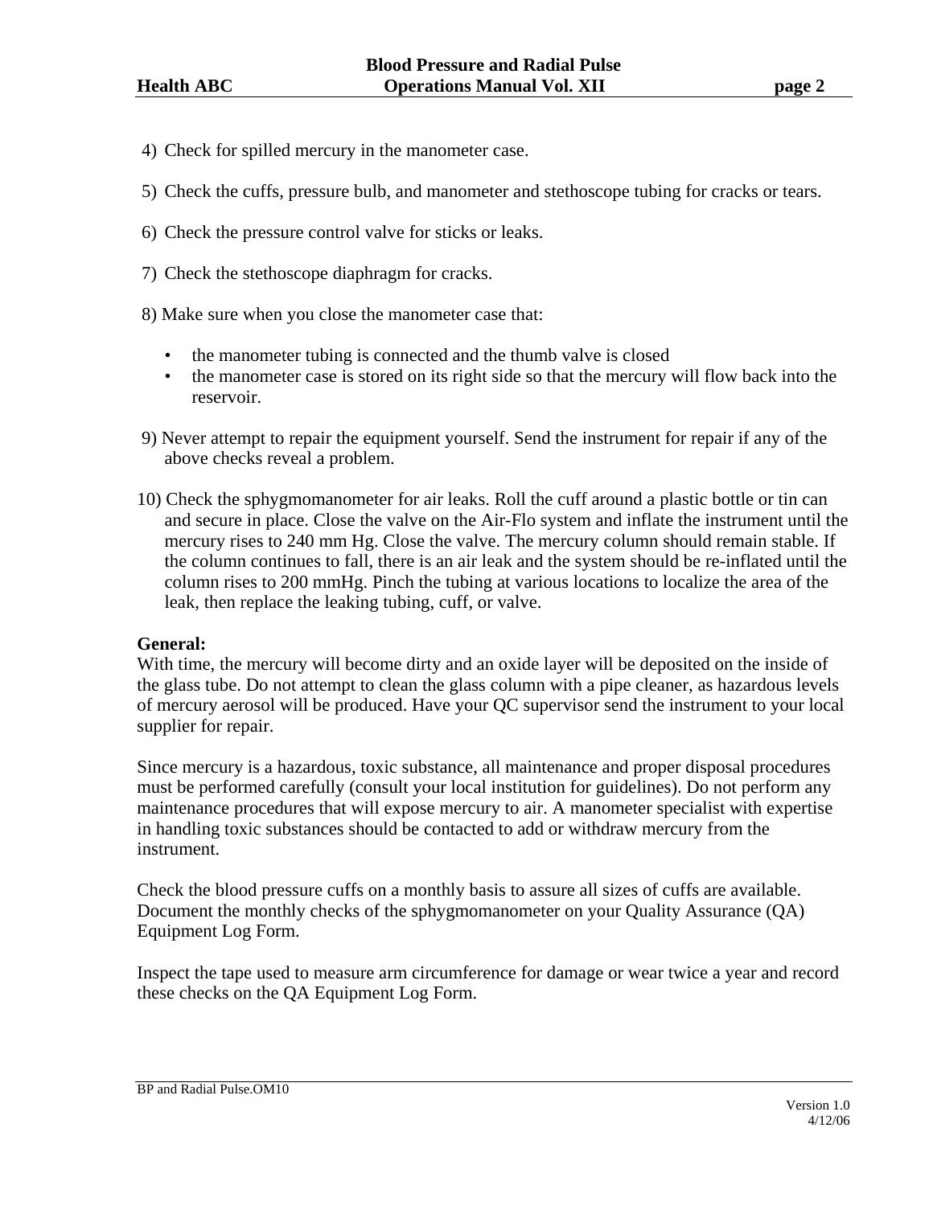4) Check for spilled mercury in the manometer case.

5) Check the cuffs, pressure bulb, and manometer and stethoscope tubing for cracks or tears.

6) Check the pressure control valve for sticks or leaks.

7) Check the stethoscope diaphragm for cracks.

8) Make sure when you close the manometer case that:

- the manometer tubing is connected and the thumb valve is closed
- the manometer case is stored on its right side so that the mercury will flow back into the reservoir.

9) Never attempt to repair the equipment yourself. Send the instrument for repair if any of the above checks reveal a problem.

10) Check the sphygmomanometer for air leaks. Roll the cuff around a plastic bottle or tin can and secure in place. Close the valve on the Air-Flo system and inflate the instrument until the mercury rises to 240 mm Hg. Close the valve. The mercury column should remain stable. If the column continues to fall, there is an air leak and the system should be re-inflated until the column rises to 200 mmHg. Pinch the tubing at various locations to localize the area of the leak, then replace the leaking tubing, cuff, or valve.

**General:**

With time, the mercury will become dirty and an oxide layer will be deposited on the inside of the glass tube. Do not attempt to clean the glass column with a pipe cleaner, as hazardous levels of mercury aerosol will be produced. Have your QC supervisor send the instrument to your local supplier for repair.

Since mercury is a hazardous, toxic substance, all maintenance and proper disposal procedures must be performed carefully (consult your local institution for guidelines). Do not perform any maintenance procedures that will expose mercury to air. A manometer specialist with expertise in handling toxic substances should be contacted to add or withdraw mercury from the instrument.

Check the blood pressure cuffs on a monthly basis to assure all sizes of cuffs are available. Document the monthly checks of the sphygmomanometer on your Quality Assurance (QA) Equipment Log Form.

Inspect the tape used to measure arm circumference for damage or wear twice a year and record these checks on the QA Equipment Log Form.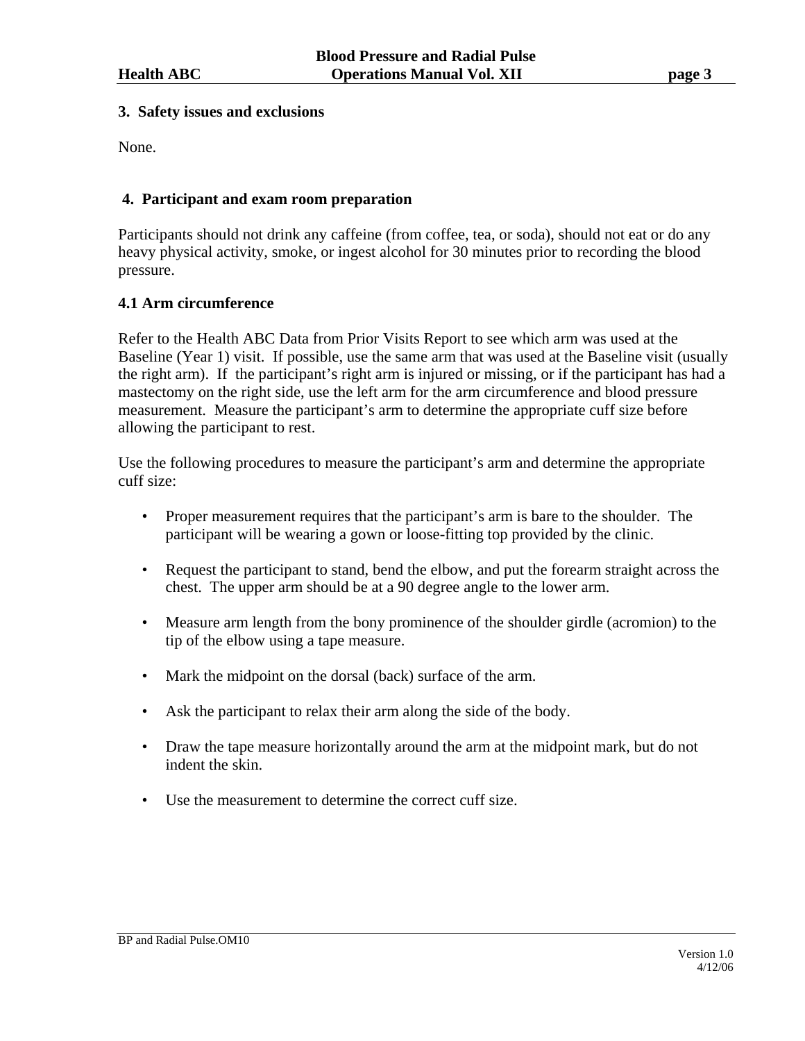## 3. Safety issues and exclusions

None.

## 4. Participant and exam room preparation

Participants should not drink any caffeine (from coffee, tea, or soda), should not eat or do any heavy physical activity, smoke, or ingest alcohol for 30 minutes prior to recording the blood pressure.

### 4.1 Arm circumference

Refer to the Health ABC Data from Prior Visits Report to see which arm was used at the Baseline (Year 1) visit. If possible, use the same arm that was used at the Baseline visit (usually the right arm). If the participant's right arm is injured or missing, or if the participant has had a mastectomy on the right side, use the left arm for the arm circumference and blood pressure measurement. Measure the participant's arm to determine the appropriate cuff size before allowing the participant to rest.

Use the following procedures to measure the participant's arm and determine the appropriate cuff size:

- Proper measurement requires that the participant's arm is bare to the shoulder. The participant will be wearing a gown or loose-fitting top provided by the clinic.
- Request the participant to stand, bend the elbow, and put the forearm straight across the chest. The upper arm should be at a 90 degree angle to the lower arm.
- Measure arm length from the bony prominence of the shoulder girdle (acromion) to the tip of the elbow using a tape measure.
- Mark the midpoint on the dorsal (back) surface of the arm.
- Ask the participant to relax their arm along the side of the body.
- Draw the tape measure horizontally around the arm at the midpoint mark, but do not indent the skin.
- Use the measurement to determine the correct cuff size.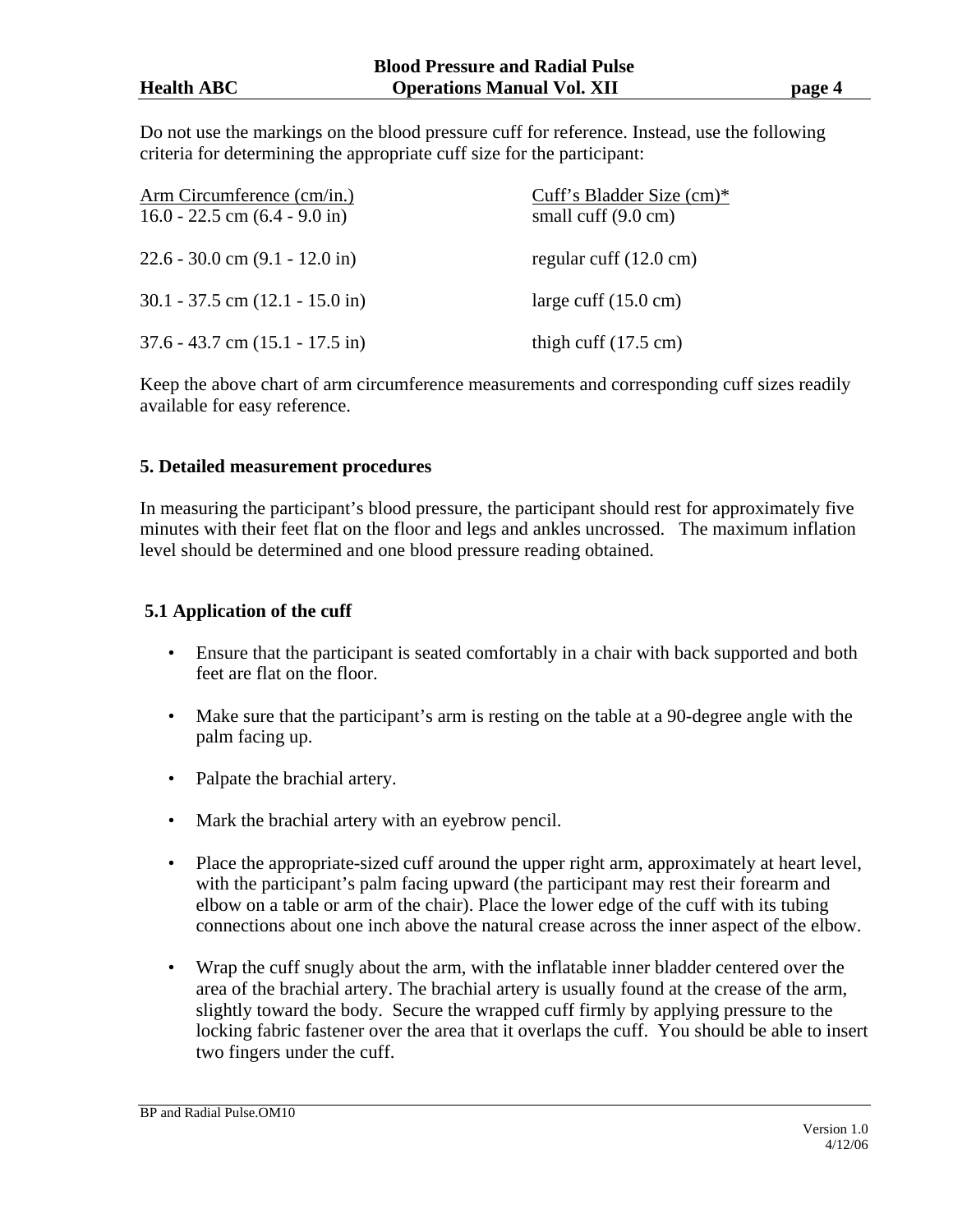Do not use the markings on the blood pressure cuff for reference. Instead, use the following criteria for determining the appropriate cuff size for the participant:

| Arm Circumference (cm/in.) | Cuff's Bladder Size (cm)* |
|---|---|
| 16.0 - 22.5 cm (6.4 - 9.0 in) | small cuff (9.0 cm) |
| 22.6 - 30.0 cm (9.1 - 12.0 in) | regular cuff (12.0 cm) |
| 30.1 - 37.5 cm (12.1 - 15.0 in) | large cuff (15.0 cm) |
| 37.6 - 43.7 cm (15.1 - 17.5 in) | thigh cuff (17.5 cm) |

Keep the above chart of arm circumference measurements and corresponding cuff sizes readily available for easy reference.

## 5. Detailed measurement procedures

In measuring the participant's blood pressure, the participant should rest for approximately five minutes with their feet flat on the floor and legs and ankles uncrossed. The maximum inflation level should be determined and one blood pressure reading obtained.

### 5.1 Application of the cuff

- Ensure that the participant is seated comfortably in a chair with back supported and both feet are flat on the floor.
- Make sure that the participant's arm is resting on the table at a 90-degree angle with the palm facing up.
- Palpate the brachial artery.
- Mark the brachial artery with an eyebrow pencil.
- Place the appropriate-sized cuff around the upper right arm, approximately at heart level, with the participant's palm facing upward (the participant may rest their forearm and elbow on a table or arm of the chair). Place the lower edge of the cuff with its tubing connections about one inch above the natural crease across the inner aspect of the elbow.
- Wrap the cuff snugly about the arm, with the inflatable inner bladder centered over the area of the brachial artery. The brachial artery is usually found at the crease of the arm, slightly toward the body. Secure the wrapped cuff firmly by applying pressure to the locking fabric fastener over the area that it overlaps the cuff. You should be able to insert two fingers under the cuff.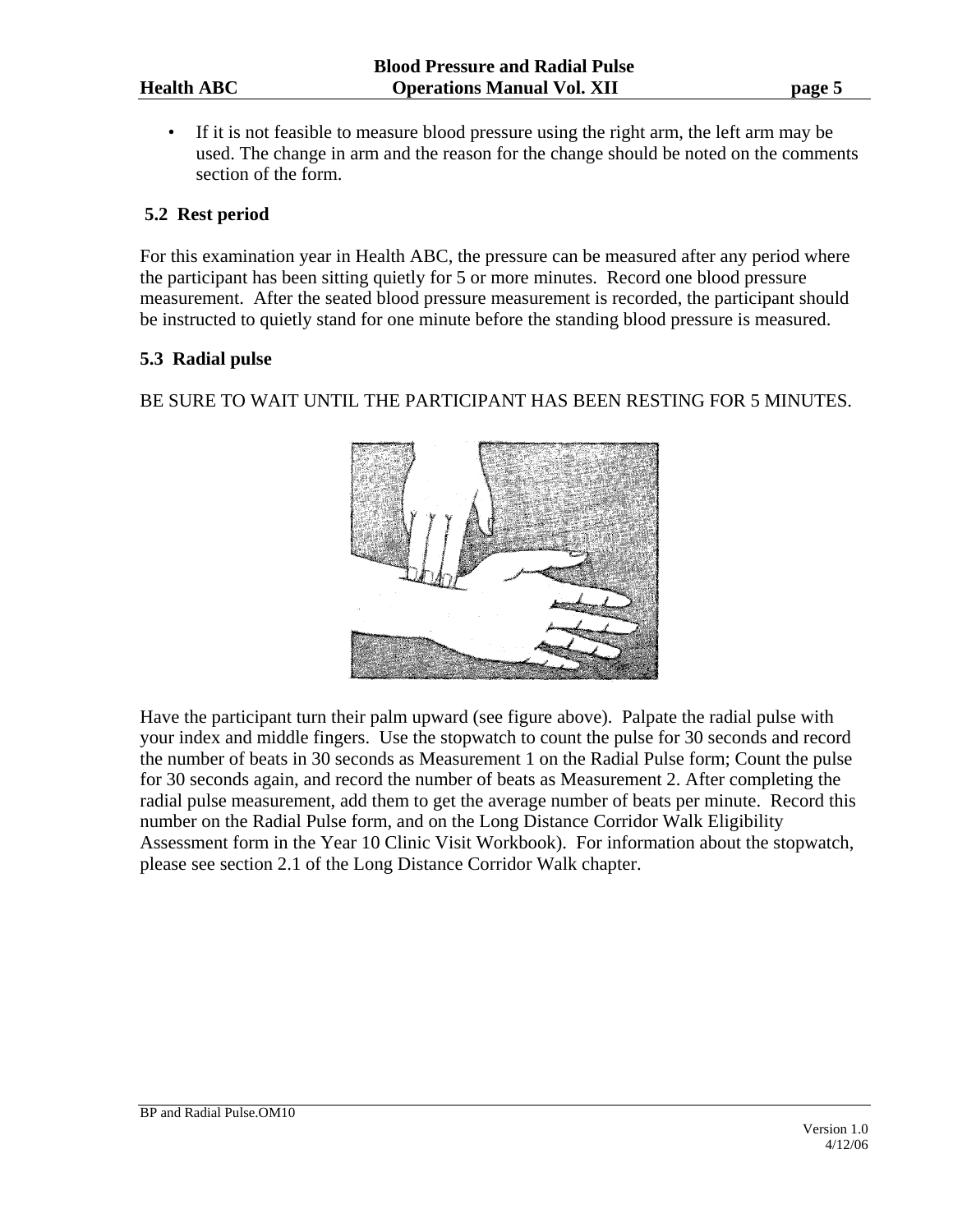- If it is not feasible to measure blood pressure using the right arm, the left arm may be used. The change in arm and the reason for the change should be noted on the comments section of the form.

### 5.2 Rest period

For this examination year in Health ABC, the pressure can be measured after any period where the participant has been sitting quietly for 5 or more minutes. Record one blood pressure measurement. After the seated blood pressure measurement is recorded, the participant should be instructed to quietly stand for one minute before the standing blood pressure is measured.

### 5.3 Radial pulse

BE SURE TO WAIT UNTIL THE PARTICIPANT HAS BEEN RESTING FOR 5 MINUTES.

Have the participant turn their palm upward (see figure above). Palpate the radial pulse with your index and middle fingers. Use the stopwatch to count the pulse for 30 seconds and record the number of beats in 30 seconds as Measurement 1 on the Radial Pulse form; Count the pulse for 30 seconds again, and record the number of beats as Measurement 2. After completing the radial pulse measurement, add them to get the average number of beats per minute. Record this number on the Radial Pulse form, and on the Long Distance Corridor Walk Eligibility Assessment form in the Year 10 Clinic Visit Workbook). For information about the stopwatch, please see section 2.1 of the Long Distance Corridor Walk chapter.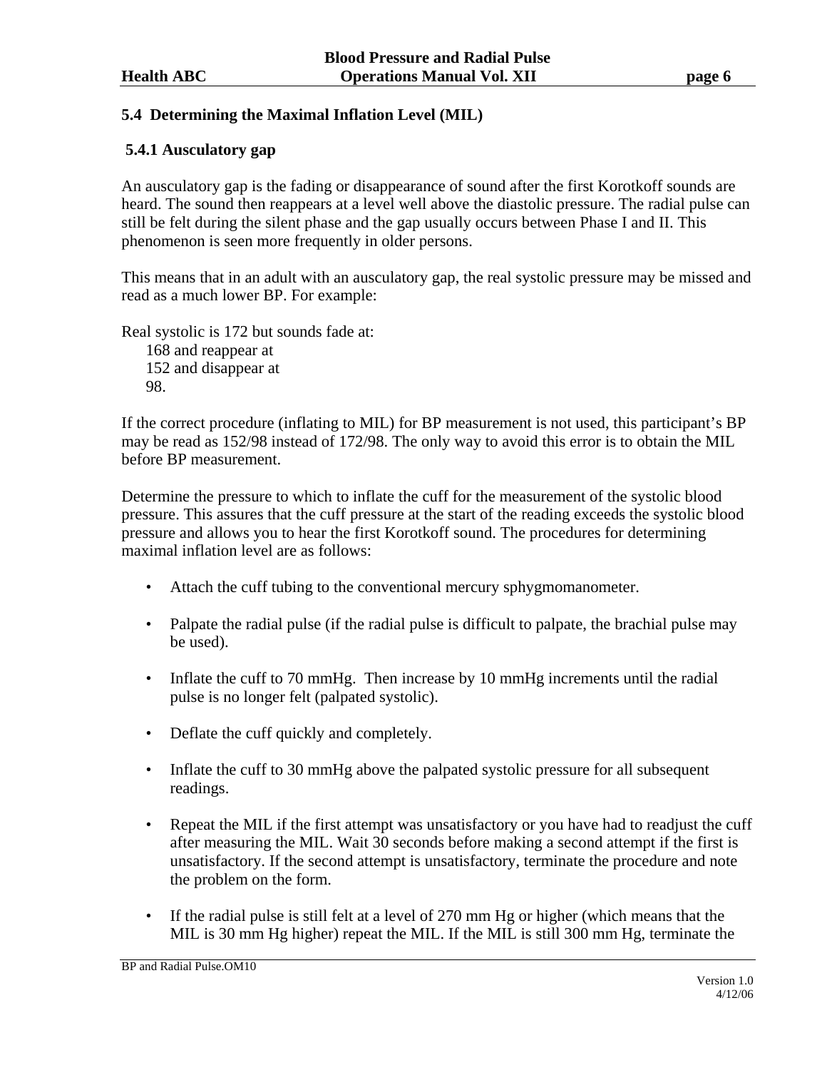## 5.4 Determining the Maximal Inflation Level (MIL)

### 5.4.1 Ausculatory gap

An ausculatory gap is the fading or disappearance of sound after the first Korotkoff sounds are heard. The sound then reappears at a level well above the diastolic pressure. The radial pulse can still be felt during the silent phase and the gap usually occurs between Phase I and II. This phenomenon is seen more frequently in older persons.

This means that in an adult with an ausculatory gap, the real systolic pressure may be missed and read as a much lower BP. For example:

Real systolic is 172 but sounds fade at:
  168 and reappear at
  152 and disappear at
  98.

If the correct procedure (inflating to MIL) for BP measurement is not used, this participant's BP may be read as 152/98 instead of 172/98. The only way to avoid this error is to obtain the MIL before BP measurement.

Determine the pressure to which to inflate the cuff for the measurement of the systolic blood pressure. This assures that the cuff pressure at the start of the reading exceeds the systolic blood pressure and allows you to hear the first Korotkoff sound. The procedures for determining maximal inflation level are as follows:

- Attach the cuff tubing to the conventional mercury sphygmomanometer.
- Palpate the radial pulse (if the radial pulse is difficult to palpate, the brachial pulse may be used).
- Inflate the cuff to 70 mmHg. Then increase by 10 mmHg increments until the radial pulse is no longer felt (palpated systolic).
- Deflate the cuff quickly and completely.
- Inflate the cuff to 30 mmHg above the palpated systolic pressure for all subsequent readings.
- Repeat the MIL if the first attempt was unsatisfactory or you have had to readjust the cuff after measuring the MIL. Wait 30 seconds before making a second attempt if the first is unsatisfactory. If the second attempt is unsatisfactory, terminate the procedure and note the problem on the form.
- If the radial pulse is still felt at a level of 270 mm Hg or higher (which means that the MIL is 30 mm Hg higher) repeat the MIL. If the MIL is still 300 mm Hg, terminate the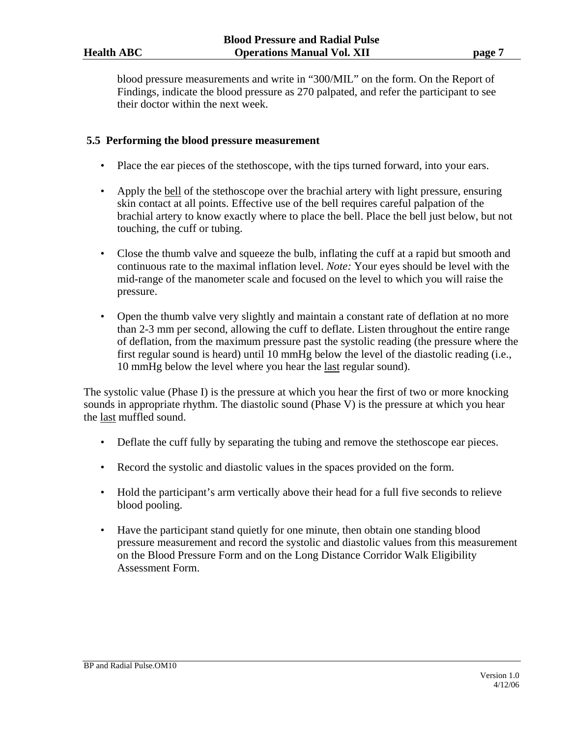blood pressure measurements and write in "300/MIL" on the form. On the Report of Findings, indicate the blood pressure as 270 palpated, and refer the participant to see their doctor within the next week.

### 5.5 Performing the blood pressure measurement

- Place the ear pieces of the stethoscope, with the tips turned forward, into your ears.
- Apply the <u>bell</u> of the stethoscope over the brachial artery with light pressure, ensuring skin contact at all points. Effective use of the bell requires careful palpation of the brachial artery to know exactly where to place the bell. Place the bell just below, but not touching, the cuff or tubing.
- Close the thumb valve and squeeze the bulb, inflating the cuff at a rapid but smooth and continuous rate to the maximal inflation level. *Note:* Your eyes should be level with the mid-range of the manometer scale and focused on the level to which you will raise the pressure.
- Open the thumb valve very slightly and maintain a constant rate of deflation at no more than 2-3 mm per second, allowing the cuff to deflate. Listen throughout the entire range of deflation, from the maximum pressure past the systolic reading (the pressure where the first regular sound is heard) until 10 mmHg below the level of the diastolic reading (i.e., 10 mmHg below the level where you hear the <u>last</u> regular sound).

The systolic value (Phase I) is the pressure at which you hear the first of two or more knocking sounds in appropriate rhythm. The diastolic sound (Phase V) is the pressure at which you hear the <u>last</u> muffled sound.

- Deflate the cuff fully by separating the tubing and remove the stethoscope ear pieces.
- Record the systolic and diastolic values in the spaces provided on the form.
- Hold the participant's arm vertically above their head for a full five seconds to relieve blood pooling.
- Have the participant stand quietly for one minute, then obtain one standing blood pressure measurement and record the systolic and diastolic values from this measurement on the Blood Pressure Form and on the Long Distance Corridor Walk Eligibility Assessment Form.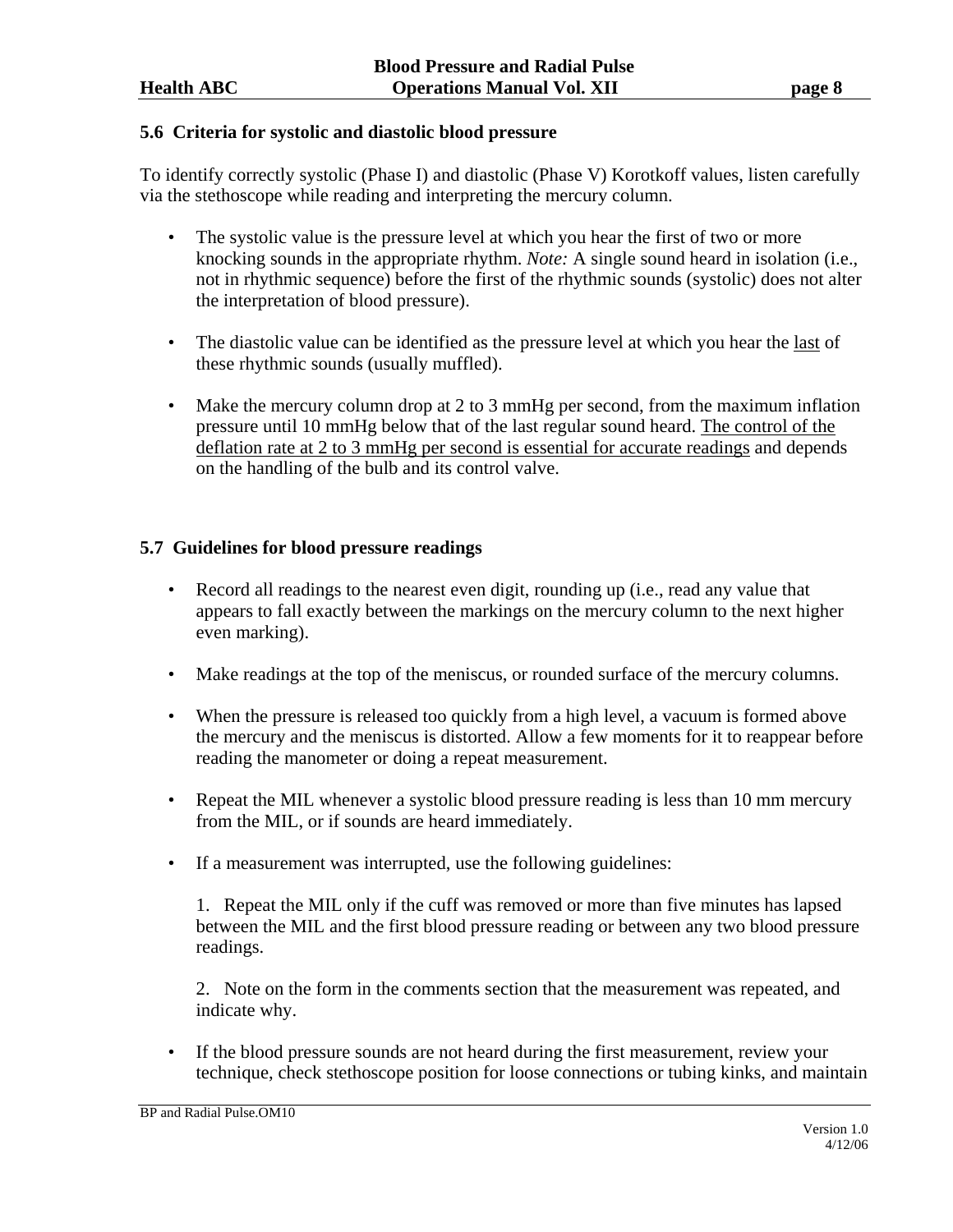### 5.6 Criteria for systolic and diastolic blood pressure

To identify correctly systolic (Phase I) and diastolic (Phase V) Korotkoff values, listen carefully via the stethoscope while reading and interpreting the mercury column.

- The systolic value is the pressure level at which you hear the first of two or more knocking sounds in the appropriate rhythm. *Note:* A single sound heard in isolation (i.e., not in rhythmic sequence) before the first of the rhythmic sounds (systolic) does not alter the interpretation of blood pressure).

- The diastolic value can be identified as the pressure level at which you hear the <u>last</u> of these rhythmic sounds (usually muffled).

- Make the mercury column drop at 2 to 3 mmHg per second, from the maximum inflation pressure until 10 mmHg below that of the last regular sound heard. <u>The control of the deflation rate at 2 to 3 mmHg per second is essential for accurate readings</u> and depends on the handling of the bulb and its control valve.

### 5.7 Guidelines for blood pressure readings

- Record all readings to the nearest even digit, rounding up (i.e., read any value that appears to fall exactly between the markings on the mercury column to the next higher even marking).

- Make readings at the top of the meniscus, or rounded surface of the mercury columns.

- When the pressure is released too quickly from a high level, a vacuum is formed above the mercury and the meniscus is distorted. Allow a few moments for it to reappear before reading the manometer or doing a repeat measurement.

- Repeat the MIL whenever a systolic blood pressure reading is less than 10 mm mercury from the MIL, or if sounds are heard immediately.

- If a measurement was interrupted, use the following guidelines:

  1. Repeat the MIL only if the cuff was removed or more than five minutes has lapsed between the MIL and the first blood pressure reading or between any two blood pressure readings.

  2. Note on the form in the comments section that the measurement was repeated, and indicate why.

- If the blood pressure sounds are not heard during the first measurement, review your technique, check stethoscope position for loose connections or tubing kinks, and maintain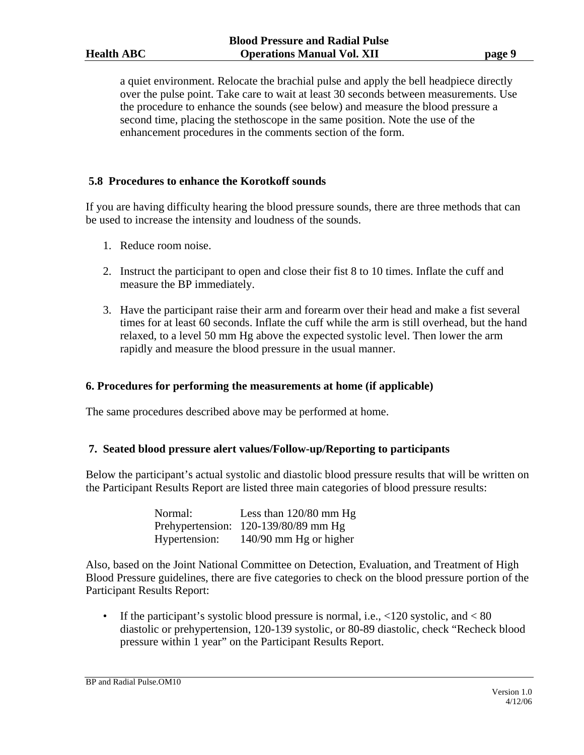a quiet environment. Relocate the brachial pulse and apply the bell headpiece directly over the pulse point. Take care to wait at least 30 seconds between measurements. Use the procedure to enhance the sounds (see below) and measure the blood pressure a second time, placing the stethoscope in the same position. Note the use of the enhancement procedures in the comments section of the form.

### 5.8 Procedures to enhance the Korotkoff sounds

If you are having difficulty hearing the blood pressure sounds, there are three methods that can be used to increase the intensity and loudness of the sounds.

1. Reduce room noise.

2. Instruct the participant to open and close their fist 8 to 10 times. Inflate the cuff and measure the BP immediately.

3. Have the participant raise their arm and forearm over their head and make a fist several times for at least 60 seconds. Inflate the cuff while the arm is still overhead, but the hand relaxed, to a level 50 mm Hg above the expected systolic level. Then lower the arm rapidly and measure the blood pressure in the usual manner.

## 6. Procedures for performing the measurements at home (if applicable)

The same procedures described above may be performed at home.

## 7. Seated blood pressure alert values/Follow-up/Reporting to participants

Below the participant's actual systolic and diastolic blood pressure results that will be written on the Participant Results Report are listed three main categories of blood pressure results:

| | |
|---|---|
| Normal: | Less than 120/80 mm Hg |
| Prehypertension: | 120-139/80/89 mm Hg |
| Hypertension: | 140/90 mm Hg or higher |

Also, based on the Joint National Committee on Detection, Evaluation, and Treatment of High Blood Pressure guidelines, there are five categories to check on the blood pressure portion of the Participant Results Report:

- If the participant's systolic blood pressure is normal, i.e., <120 systolic, and < 80 diastolic or prehypertension, 120-139 systolic, or 80-89 diastolic, check "Recheck blood pressure within 1 year" on the Participant Results Report.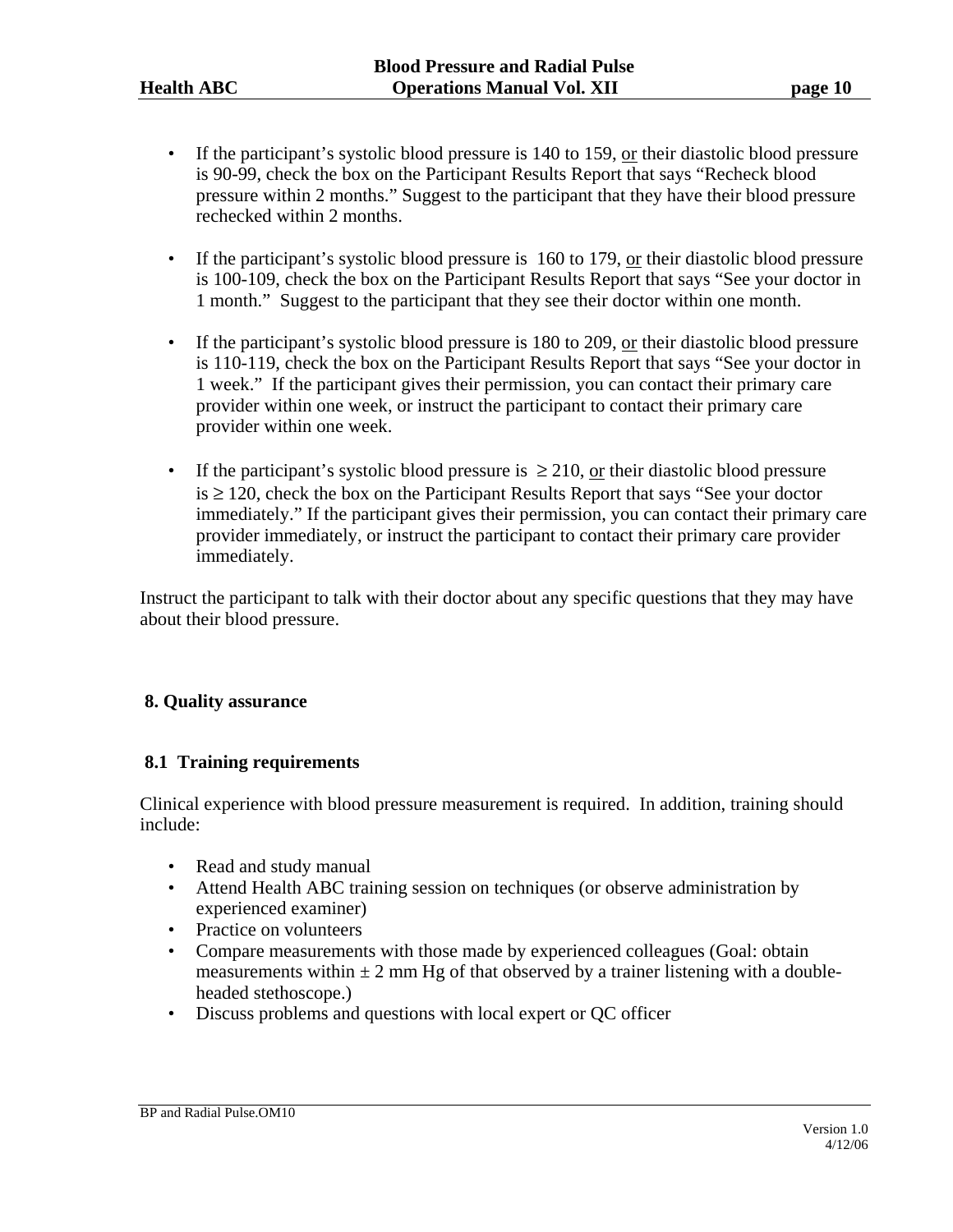- If the participant's systolic blood pressure is 140 to 159, or their diastolic blood pressure is 90-99, check the box on the Participant Results Report that says "Recheck blood pressure within 2 months." Suggest to the participant that they have their blood pressure rechecked within 2 months.

- If the participant's systolic blood pressure is 160 to 179, or their diastolic blood pressure is 100-109, check the box on the Participant Results Report that says "See your doctor in 1 month." Suggest to the participant that they see their doctor within one month.

- If the participant's systolic blood pressure is 180 to 209, or their diastolic blood pressure is 110-119, check the box on the Participant Results Report that says "See your doctor in 1 week." If the participant gives their permission, you can contact their primary care provider within one week, or instruct the participant to contact their primary care provider within one week.

- If the participant's systolic blood pressure is $\geq 210$, or their diastolic blood pressure is $\geq 120$, check the box on the Participant Results Report that says "See your doctor immediately." If the participant gives their permission, you can contact their primary care provider immediately, or instruct the participant to contact their primary care provider immediately.

Instruct the participant to talk with their doctor about any specific questions that they may have about their blood pressure.

## 8. Quality assurance

### 8.1 Training requirements

Clinical experience with blood pressure measurement is required. In addition, training should include:

- Read and study manual
- Attend Health ABC training session on techniques (or observe administration by experienced examiner)
- Practice on volunteers
- Compare measurements with those made by experienced colleagues (Goal: obtain measurements within $\pm$ 2 mm Hg of that observed by a trainer listening with a double-headed stethoscope.)
- Discuss problems and questions with local expert or QC officer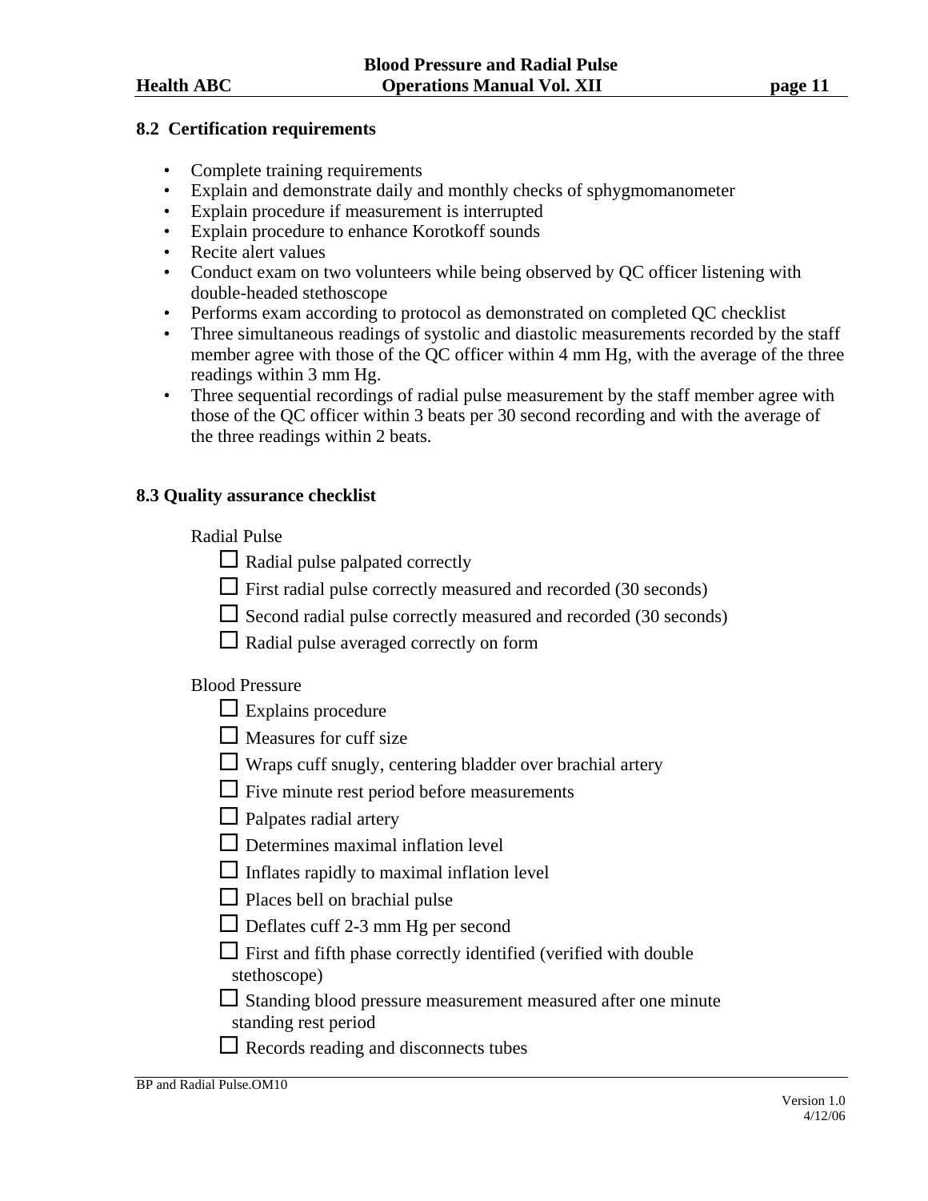## 8.2 Certification requirements

- Complete training requirements
- Explain and demonstrate daily and monthly checks of sphygmomanometer
- Explain procedure if measurement is interrupted
- Explain procedure to enhance Korotkoff sounds
- Recite alert values
- Conduct exam on two volunteers while being observed by QC officer listening with double-headed stethoscope
- Performs exam according to protocol as demonstrated on completed QC checklist
- Three simultaneous readings of systolic and diastolic measurements recorded by the staff member agree with those of the QC officer within 4 mm Hg, with the average of the three readings within 3 mm Hg.
- Three sequential recordings of radial pulse measurement by the staff member agree with those of the QC officer within 3 beats per 30 second recording and with the average of the three readings within 2 beats.

## 8.3 Quality assurance checklist

Radial Pulse

- ☐ Radial pulse palpated correctly
- ☐ First radial pulse correctly measured and recorded (30 seconds)
- ☐ Second radial pulse correctly measured and recorded (30 seconds)
- ☐ Radial pulse averaged correctly on form

Blood Pressure

- ☐ Explains procedure
- ☐ Measures for cuff size
- ☐ Wraps cuff snugly, centering bladder over brachial artery
- ☐ Five minute rest period before measurements
- ☐ Palpates radial artery
- ☐ Determines maximal inflation level
- ☐ Inflates rapidly to maximal inflation level
- ☐ Places bell on brachial pulse
- ☐ Deflates cuff 2-3 mm Hg per second
- ☐ First and fifth phase correctly identified (verified with double stethoscope)
- ☐ Standing blood pressure measurement measured after one minute standing rest period
- ☐ Records reading and disconnects tubes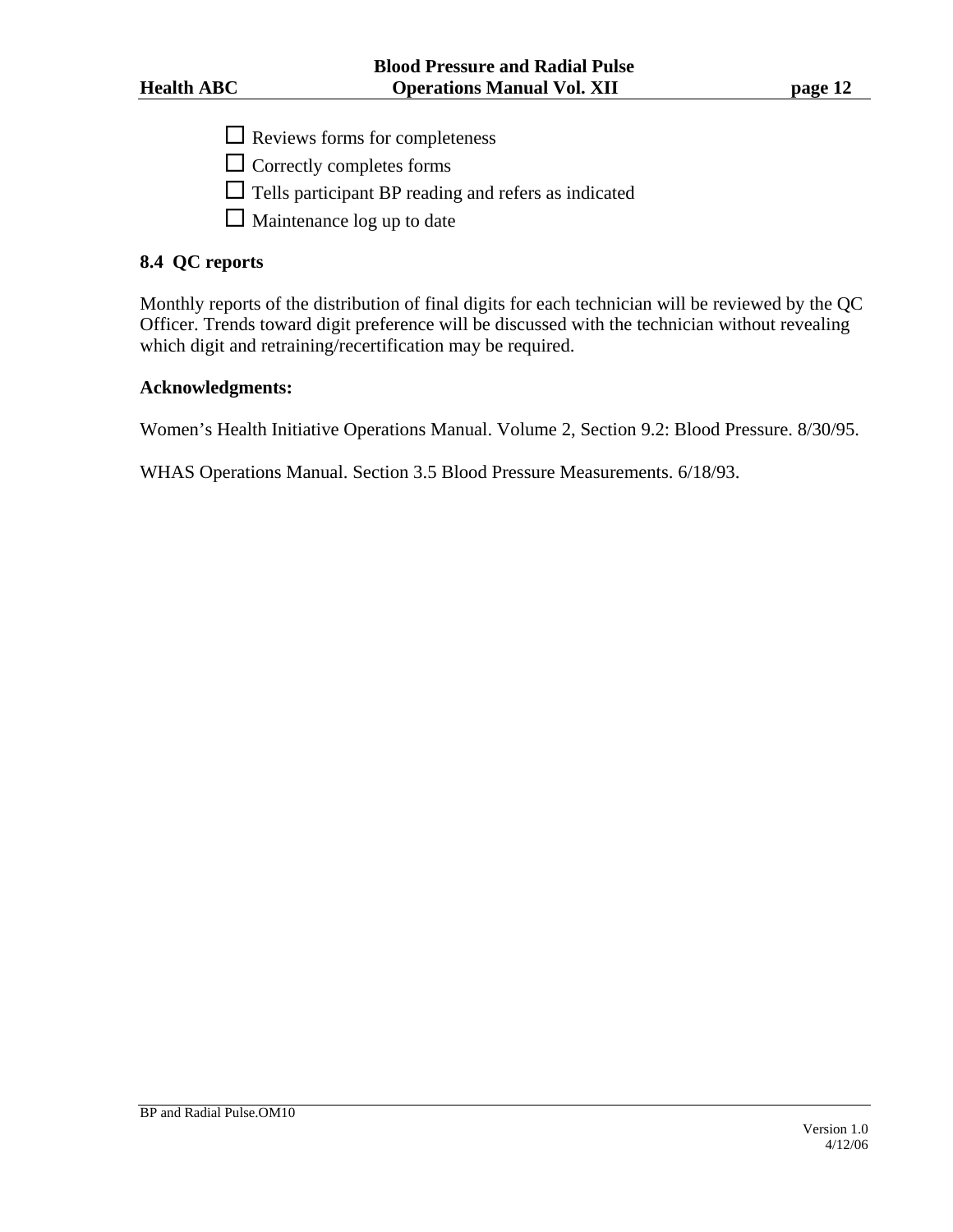- ☐ Reviews forms for completeness
- ☐ Correctly completes forms
- ☐ Tells participant BP reading and refers as indicated
- ☐ Maintenance log up to date

### 8.4 QC reports

Monthly reports of the distribution of final digits for each technician will be reviewed by the QC Officer. Trends toward digit preference will be discussed with the technician without revealing which digit and retraining/recertification may be required.

**Acknowledgments:**

Women's Health Initiative Operations Manual. Volume 2, Section 9.2: Blood Pressure. 8/30/95.

WHAS Operations Manual. Section 3.5 Blood Pressure Measurements. 6/18/93.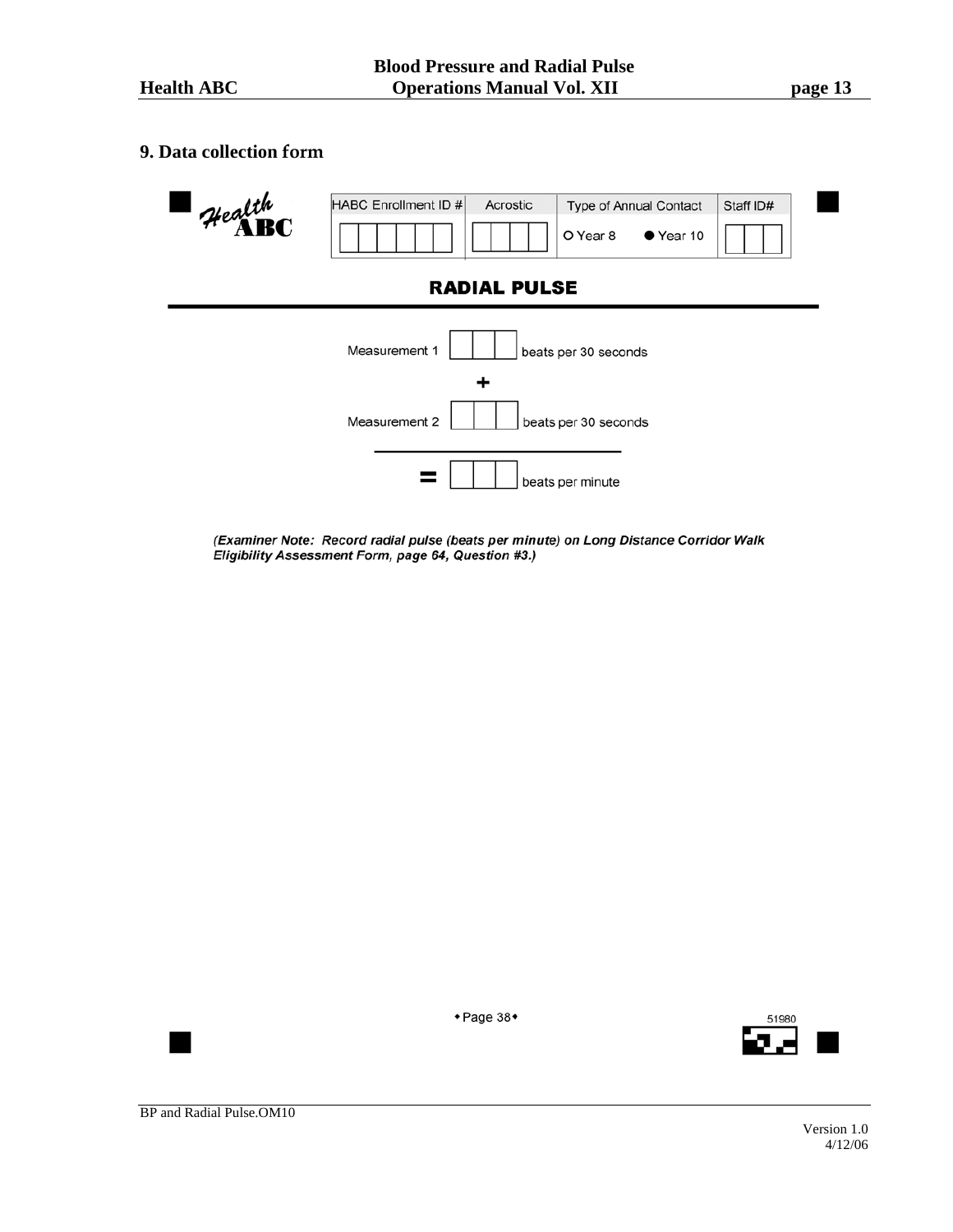## 9. Data collection form

Health ABC

| HABC Enrollment ID # | Acrostic | Type of Annual Contact | Staff ID# |
|---|---|---|---|
| | | O Year 8 ● Year 10 | |

**RADIAL PULSE**

Measurement 1 [ ] beats per 30 seconds

+

Measurement 2 [ ] beats per 30 seconds

= [ ] beats per minute

***(Examiner Note: Record radial pulse (beats per minute) on Long Distance Corridor Walk Eligibility Assessment Form, page 64, Question #3.)***

◆Page 38◆

51980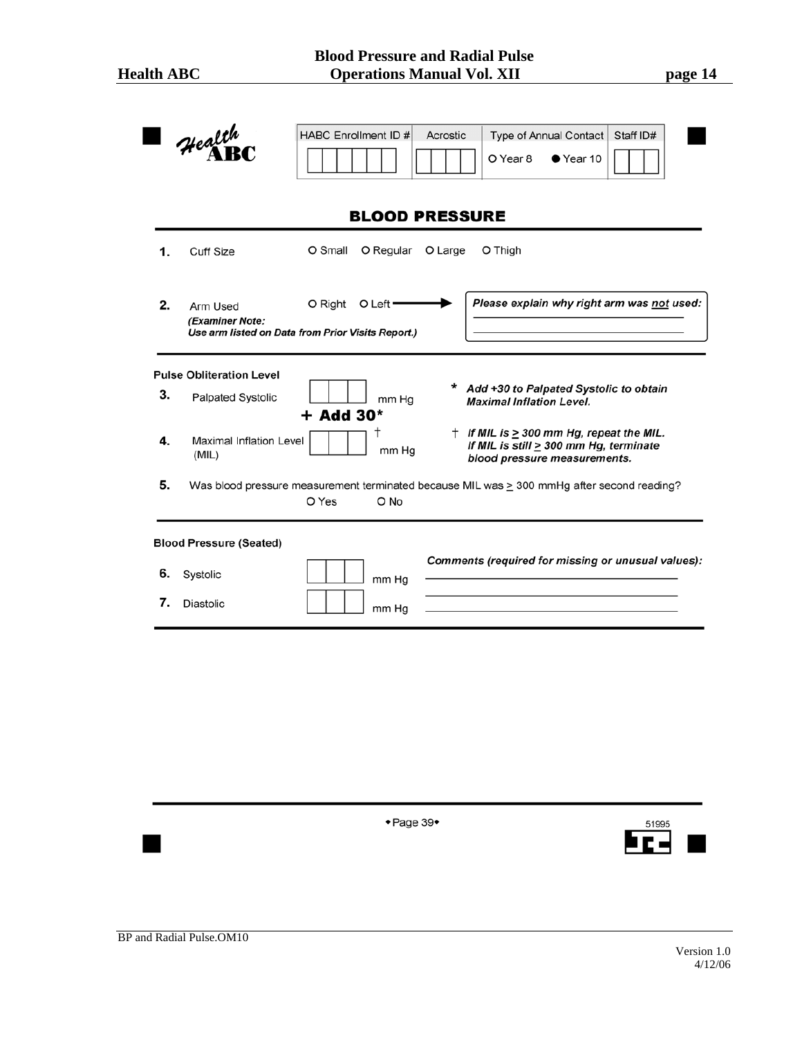Health ABC

| HABC Enrollment ID # | Acrostic | Type of Annual Contact | Staff ID# |
|---|---|---|---|
| | | O Year 8 ● Year 10 | |

## BLOOD PRESSURE

**1.** Cuff Size O Small O Regular O Large O Thigh

**2.** Arm Used O Right O Left → ***Please explain why right arm was not used:*** ______________________

***(Examiner Note: Use arm listed on Data from Prior Visits Report.)***

**Pulse Obliteration Level**

**3.** Palpated Systolic [ ][ ][ ] mm Hg

**+ Add 30***

**4.** Maximal Inflation Level (MIL) [ ][ ][ ] † mm Hg

\* ***Add +30 to Palpated Systolic to obtain Maximal Inflation Level.***

† ***If MIL is ≥ 300 mm Hg, repeat the MIL. If MIL is still ≥ 300 mm Hg, terminate blood pressure measurements.***

**5.** Was blood pressure measurement terminated because MIL was ≥ 300 mmHg after second reading?

O Yes O No

**Blood Pressure (Seated)**

**6.** Systolic [ ][ ][ ] mm Hg

**7.** Diastolic [ ][ ][ ] mm Hg

***Comments (required for missing or unusual values):*** ______________________

•Page 39•

51995